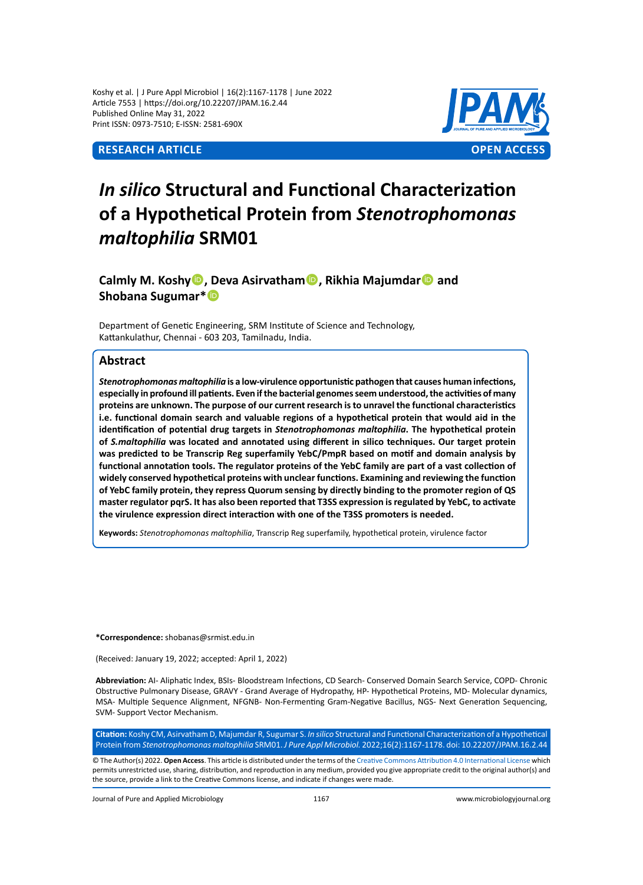RESEARCH ARTICLE OPEN ACCESS

# *In silico* Structural and Functional Characterization of a Hypothetical Protein from *Stenotrophomonas maltophilia* SRM01

**Calmly M. Koshy, Deva Asirvatham, Rikhia Majumdar and Shobana Sugumar***

Department of Genetic Engineering, SRM Institute of Science and Technology, Kattankulathur, Chennai - 603 203, Tamilnadu, India.

## Abstract

***Stenotrophomonas maltophilia* is a low-virulence opportunistic pathogen that causes human infections, especially in profound ill patients. Even if the bacterial genomes seem understood, the activities of many proteins are unknown. The purpose of our current research is to unravel the functional characteristics i.e. functional domain search and valuable regions of a hypothetical protein that would aid in the identification of potential drug targets in *Stenotrophomonas maltophilia*. The hypothetical protein of *S.maltophilia* was located and annotated using different in silico techniques. Our target protein was predicted to be Transcrip Reg superfamily YebC/PmpR based on motif and domain analysis by functional annotation tools. The regulator proteins of the YebC family are part of a vast collection of widely conserved hypothetical proteins with unclear functions. Examining and reviewing the function of YebC family protein, they repress Quorum sensing by directly binding to the promoter region of QS master regulator pqrS. It has also been reported that T3SS expression is regulated by YebC, to activate the virulence expression direct interaction with one of the T3SS promoters is needed.**

**Keywords:** *Stenotrophomonas maltophilia*, Transcrip Reg superfamily, hypothetical protein, virulence factor

***Correspondence:** shobanas@srmist.edu.in

(Received: January 19, 2022; accepted: April 1, 2022)

**Abbreviation:** AI- Aliphatic Index, BSIs- Bloodstream Infections, CD Search- Conserved Domain Search Service, COPD- Chronic Obstructive Pulmonary Disease, GRAVY - Grand Average of Hydropathy, HP- Hypothetical Proteins, MD- Molecular dynamics, MSA- Multiple Sequence Alignment, NFGNB- Non-Fermenting Gram-Negative Bacillus, NGS- Next Generation Sequencing, SVM- Support Vector Mechanism.

**Citation:** Koshy CM, Asirvatham D, Majumdar R, Sugumar S. *In silico* Structural and Functional Characterization of a Hypothetical Protein from *Stenotrophomonas maltophilia* SRM01. *J Pure Appl Microbiol.* 2022;16(2):1167-1178. doi: 10.22207/JPAM.16.2.44

© The Author(s) 2022. **Open Access**. This article is distributed under the terms of the Creative Commons Attribution 4.0 International License which permits unrestricted use, sharing, distribution, and reproduction in any medium, provided you give appropriate credit to the original author(s) and the source, provide a link to the Creative Commons license, and indicate if changes were made.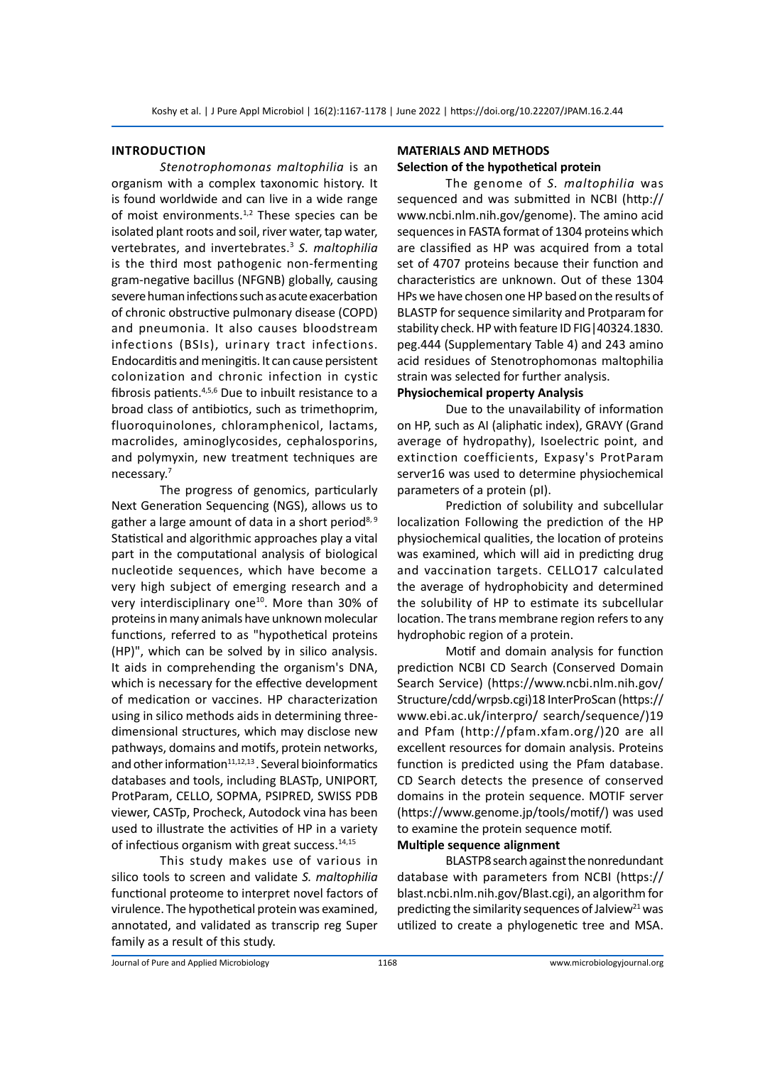## INTRODUCTION

*Stenotrophomonas maltophilia* is an organism with a complex taxonomic history. It is found worldwide and can live in a wide range of moist environments.[1,2] These species can be isolated plant roots and soil, river water, tap water, vertebrates, and invertebrates.[3] *S. maltophilia* is the third most pathogenic non-fermenting gram-negative bacillus (NFGNB) globally, causing severe human infections such as acute exacerbation of chronic obstructive pulmonary disease (COPD) and pneumonia. It also causes bloodstream infections (BSIs), urinary tract infections. Endocarditis and meningitis. It can cause persistent colonization and chronic infection in cystic fibrosis patients.[4,5,6] Due to inbuilt resistance to a broad class of antibiotics, such as trimethoprim, fluoroquinolones, chloramphenicol, lactams, macrolides, aminoglycosides, cephalosporins, and polymyxin, new treatment techniques are necessary.[7]

The progress of genomics, particularly Next Generation Sequencing (NGS), allows us to gather a large amount of data in a short period[8, 9] Statistical and algorithmic approaches play a vital part in the computational analysis of biological nucleotide sequences, which have become a very high subject of emerging research and a very interdisciplinary one[10]. More than 30% of proteins in many animals have unknown molecular functions, referred to as "hypothetical proteins (HP)", which can be solved by in silico analysis. It aids in comprehending the organism's DNA, which is necessary for the effective development of medication or vaccines. HP characterization using in silico methods aids in determining three-dimensional structures, which may disclose new pathways, domains and motifs, protein networks, and other information[11,12,13]. Several bioinformatics databases and tools, including BLASTp, UNIPORT, ProtParam, CELLO, SOPMA, PSIPRED, SWISS PDB viewer, CASTp, Procheck, Autodock vina has been used to illustrate the activities of HP in a variety of infectious organism with great success.[14,15]

This study makes use of various in silico tools to screen and validate *S. maltophilia* functional proteome to interpret novel factors of virulence. The hypothetical protein was examined, annotated, and validated as transcrip reg Super family as a result of this study.

## MATERIALS AND METHODS

### Selection of the hypothetical protein

The genome of *S. maltophilia* was sequenced and was submitted in NCBI (http://www.ncbi.nlm.nih.gov/genome). The amino acid sequences in FASTA format of 1304 proteins which are classified as HP was acquired from a total set of 4707 proteins because their function and characteristics are unknown. Out of these 1304 HPs we have chosen one HP based on the results of BLASTP for sequence similarity and Protparam for stability check. HP with feature ID FIG|40324.1830.peg.444 (Supplementary Table 4) and 243 amino acid residues of Stenotrophomonas maltophilia strain was selected for further analysis.

### Physiochemical property Analysis

Due to the unavailability of information on HP, such as AI (aliphatic index), GRAVY (Grand average of hydropathy), Isoelectric point, and extinction coefficients, Expasy's ProtParam server16 was used to determine physiochemical parameters of a protein (pI).

Prediction of solubility and subcellular localization Following the prediction of the HP physiochemical qualities, the location of proteins was examined, which will aid in predicting drug and vaccination targets. CELLO17 calculated the average of hydrophobicity and determined the solubility of HP to estimate its subcellular location. The trans membrane region refers to any hydrophobic region of a protein.

Motif and domain analysis for function prediction NCBI CD Search (Conserved Domain Search Service) (https://www.ncbi.nlm.nih.gov/Structure/cdd/wrpsb.cgi)18 InterProScan (https://www.ebi.ac.uk/interpro/ search/sequence/)19 and Pfam (http://pfam.xfam.org/)20 are all excellent resources for domain analysis. Proteins function is predicted using the Pfam database. CD Search detects the presence of conserved domains in the protein sequence. MOTIF server (https://www.genome.jp/tools/motif/) was used to examine the protein sequence motif.

### Multiple sequence alignment

BLASTP8 search against the nonredundant database with parameters from NCBI (https://blast.ncbi.nlm.nih.gov/Blast.cgi), an algorithm for predicting the similarity sequences of Jalview[21] was utilized to create a phylogenetic tree and MSA.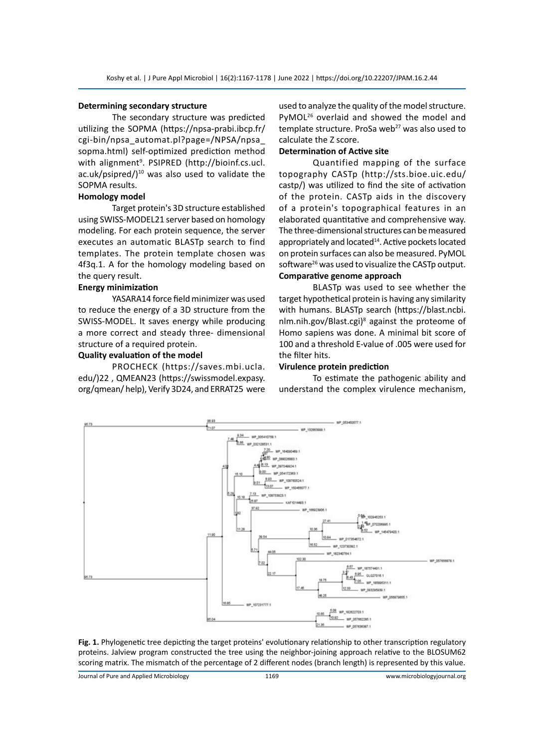### Determining secondary structure

The secondary structure was predicted utilizing the SOPMA (https://npsa-prabi.ibcp.fr/cgi-bin/npsa_automat.pl?page=/NPSA/npsa_sopma.html) self-optimized prediction method with alignment[9]. PSIPRED (http://bioinf.cs.ucl.ac.uk/psipred/)[10] was also used to validate the SOPMA results.

### Homology model

Target protein's 3D structure established using SWISS-MODEL21 server based on homology modeling. For each protein sequence, the server executes an automatic BLASTp search to find templates. The protein template chosen was 4f3q.1. A for the homology modeling based on the query result.

### Energy minimization

YASARA14 force field minimizer was used to reduce the energy of a 3D structure from the SWISS-MODEL. It saves energy while producing a more correct and steady three- dimensional structure of a required protein.

### Quality evaluation of the model

PROCHECK (https://saves.mbi.ucla.edu/)22 , QMEAN23 (https://swissmodel.expasy.org/qmean/ help), Verify 3D24, and ERRAT25 were used to analyze the quality of the model structure. PyMOL[26] overlaid and showed the model and template structure. ProSa web[27] was also used to calculate the Z score.

### Determination of Active site

Quantified mapping of the surface topography CASTp (http://sts.bioe.uic.edu/castp/) was utilized to find the site of activation of the protein. CASTp aids in the discovery of a protein's topographical features in an elaborated quantitative and comprehensive way. The three-dimensional structures can be measured appropriately and located[14]. Active pockets located on protein surfaces can also be measured. PyMOL software[26] was used to visualize the CASTp output.

### Comparative genome approach

BLASTp was used to see whether the target hypothetical protein is having any similarity with humans. BLASTp search (https://blast.ncbi.nlm.nih.gov/Blast.cgi)[8] against the proteome of Homo sapiens was done. A minimal bit score of 100 and a threshold E-value of .005 were used for the filter hits.

### Virulence protein prediction

To estimate the pathogenic ability and understand the complex virulence mechanism,

**Fig. 1.** Phylogenetic tree depicting the target proteins' evolutionary relationship to other transcription regulatory proteins. Jalview program constructed the tree using the neighbor-joining approach relative to the BLOSUM62 scoring matrix. The mismatch of the percentage of 2 different nodes (branch length) is represented by this value.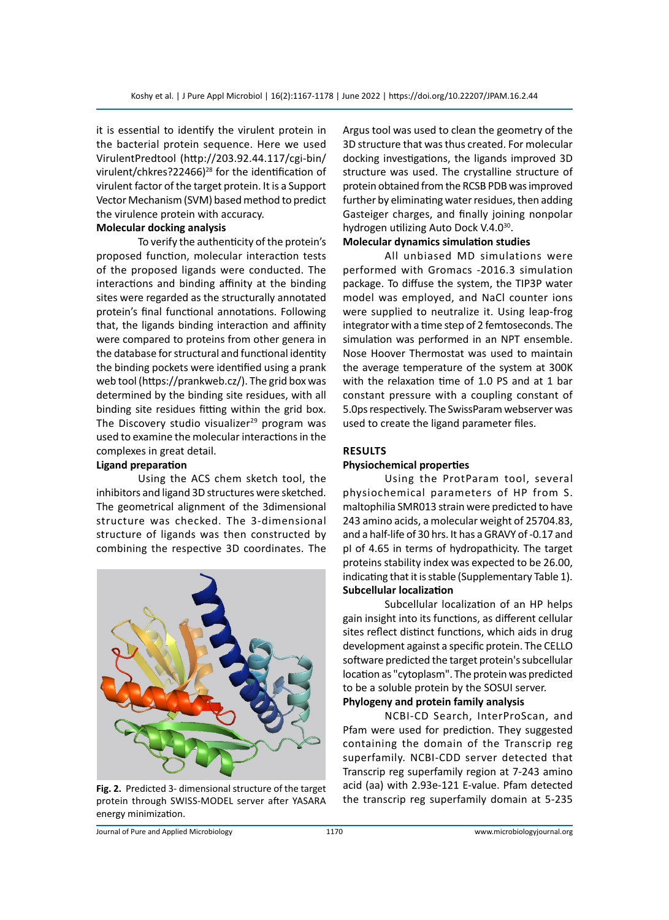it is essential to identify the virulent protein in the bacterial protein sequence. Here we used VirulentPredtool (http://203.92.44.117/cgi-bin/virulent/chkres?22466)[28] for the identification of virulent factor of the target protein. It is a Support Vector Mechanism (SVM) based method to predict the virulence protein with accuracy.

**Molecular docking analysis**

To verify the authenticity of the protein's proposed function, molecular interaction tests of the proposed ligands were conducted. The interactions and binding affinity at the binding sites were regarded as the structurally annotated protein's final functional annotations. Following that, the ligands binding interaction and affinity were compared to proteins from other genera in the database for structural and functional identity the binding pockets were identified using a prank web tool (https://prankweb.cz/). The grid box was determined by the binding site residues, with all binding site residues fitting within the grid box. The Discovery studio visualizer[29] program was used to examine the molecular interactions in the complexes in great detail.

**Ligand preparation**

Using the ACS chem sketch tool, the inhibitors and ligand 3D structures were sketched. The geometrical alignment of the 3dimensional structure was checked. The 3-dimensional structure of ligands was then constructed by combining the respective 3D coordinates. The Argus tool was used to clean the geometry of the 3D structure that was thus created. For molecular docking investigations, the ligands improved 3D structure was used. The crystalline structure of protein obtained from the RCSB PDB was improved further by eliminating water residues, then adding Gasteiger charges, and finally joining nonpolar hydrogen utilizing Auto Dock V.4.0[30].

**Fig. 2.** Predicted 3- dimensional structure of the target protein through SWISS-MODEL server after YASARA energy minimization.

**Molecular dynamics simulation studies**

All unbiased MD simulations were performed with Gromacs -2016.3 simulation package. To diffuse the system, the TIP3P water model was employed, and NaCl counter ions were supplied to neutralize it. Using leap-frog integrator with a time step of 2 femtoseconds. The simulation was performed in an NPT ensemble. Nose Hoover Thermostat was used to maintain the average temperature of the system at 300K with the relaxation time of 1.0 PS and at 1 bar constant pressure with a coupling constant of 5.0ps respectively. The SwissParam webserver was used to create the ligand parameter files.

## RESULTS

**Physiochemical properties**

Using the ProtParam tool, several physiochemical parameters of HP from S. maltophilia SMR013 strain were predicted to have 243 amino acids, a molecular weight of 25704.83, and a half-life of 30 hrs. It has a GRAVY of -0.17 and pI of 4.65 in terms of hydropathicity. The target proteins stability index was expected to be 26.00, indicating that it is stable (Supplementary Table 1).

**Subcellular localization**

Subcellular localization of an HP helps gain insight into its functions, as different cellular sites reflect distinct functions, which aids in drug development against a specific protein. The CELLO software predicted the target protein's subcellular location as "cytoplasm". The protein was predicted to be a soluble protein by the SOSUI server.

**Phylogeny and protein family analysis**

NCBI-CD Search, InterProScan, and Pfam were used for prediction. They suggested containing the domain of the Transcrip reg superfamily. NCBI-CDD server detected that Transcrip reg superfamily region at 7-243 amino acid (aa) with 2.93e-121 E-value. Pfam detected the transcrip reg superfamily domain at 5-235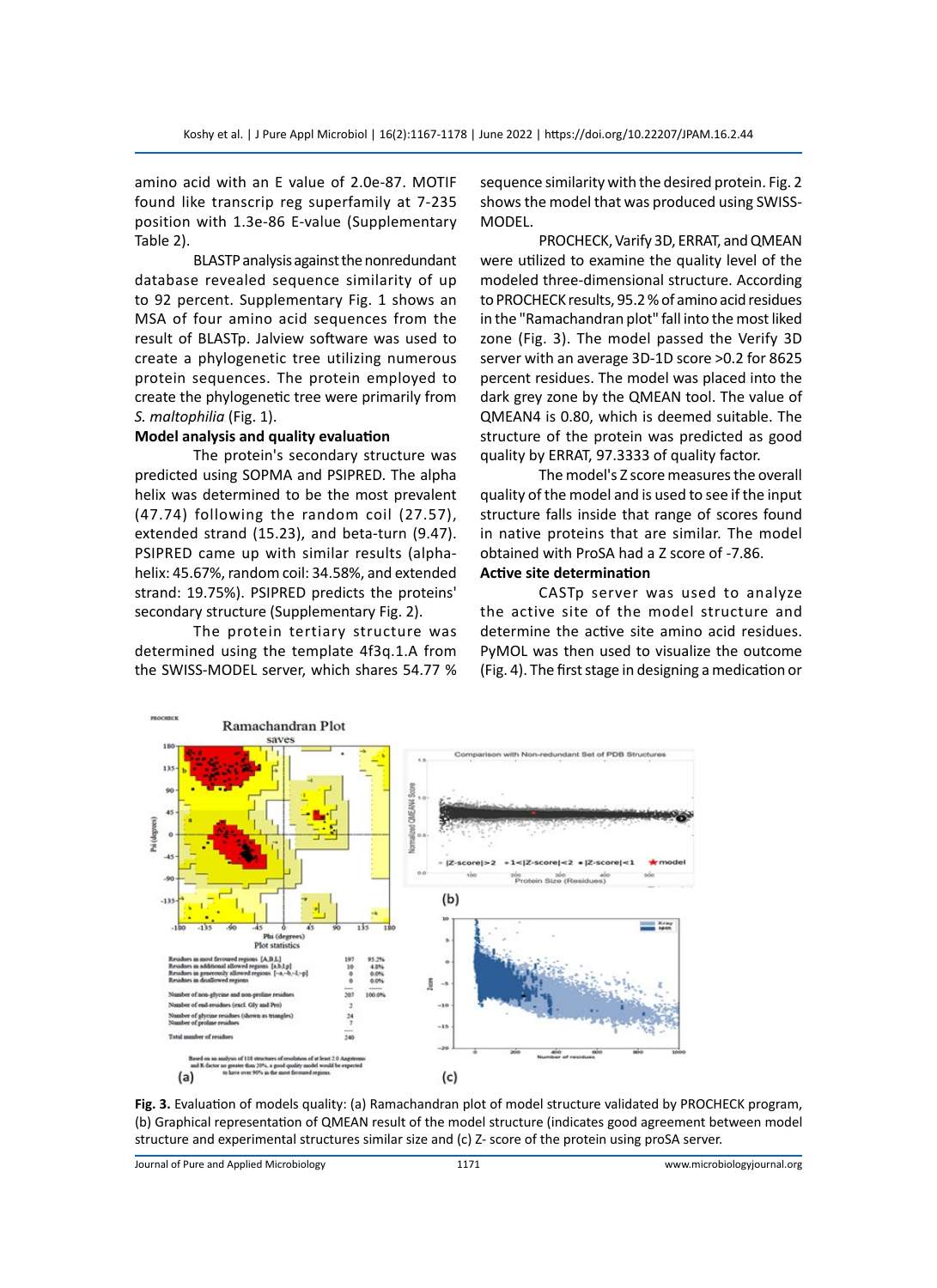amino acid with an E value of 2.0e-87. MOTIF found like transcrip reg superfamily at 7-235 position with 1.3e-86 E-value (Supplementary Table 2).

BLASTP analysis against the nonredundant database revealed sequence similarity of up to 92 percent. Supplementary Fig. 1 shows an MSA of four amino acid sequences from the result of BLASTp. Jalview software was used to create a phylogenetic tree utilizing numerous protein sequences. The protein employed to create the phylogenetic tree were primarily from *S. maltophilia* (Fig. 1).

### Model analysis and quality evaluation

The protein's secondary structure was predicted using SOPMA and PSIPRED. The alpha helix was determined to be the most prevalent (47.74) following the random coil (27.57), extended strand (15.23), and beta-turn (9.47). PSIPRED came up with similar results (alpha-helix: 45.67%, random coil: 34.58%, and extended strand: 19.75%). PSIPRED predicts the proteins' secondary structure (Supplementary Fig. 2).

The protein tertiary structure was determined using the template 4f3q.1.A from the SWISS-MODEL server, which shares 54.77 % sequence similarity with the desired protein. Fig. 2 shows the model that was produced using SWISS-MODEL.

PROCHECK, Verify 3D, ERRAT, and QMEAN were utilized to examine the quality level of the modeled three-dimensional structure. According to PROCHECK results, 95.2 % of amino acid residues in the "Ramachandran plot" fall into the most liked zone (Fig. 3). The model passed the Verify 3D server with an average 3D-1D score >0.2 for 8625 percent residues. The model was placed into the dark grey zone by the QMEAN tool. The value of QMEAN4 is 0.80, which is deemed suitable. The structure of the protein was predicted as good quality by ERRAT, 97.3333 of quality factor.

The model's Z score measures the overall quality of the model and is used to see if the input structure falls inside that range of scores found in native proteins that are similar. The model obtained with ProSA had a Z score of -7.86.

### Active site determination

CASTp server was used to analyze the active site of the model structure and determine the active site amino acid residues. PyMOL was then used to visualize the outcome (Fig. 4). The first stage in designing a medication or

**Fig. 3.** Evaluation of models quality: (a) Ramachandran plot of model structure validated by PROCHECK program, (b) Graphical representation of QMEAN result of the model structure (indicates good agreement between model structure and experimental structures similar size and (c) Z- score of the protein using proSA server.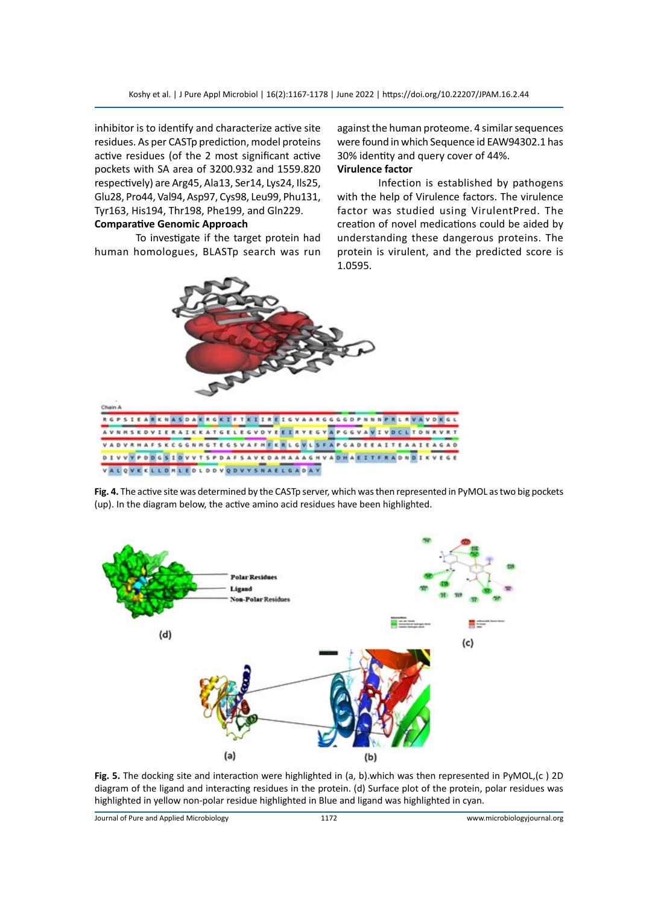inhibitor is to identify and characterize active site residues. As per CASTp prediction, model proteins active residues (of the 2 most significant active pockets with SA area of 3200.932 and 1559.820 respectively) are Arg45, Ala13, Ser14, Lys24, Ils25, Glu28, Pro44, Val94, Asp97, Cys98, Leu99, Phu131, Tyr163, His194, Thr198, Phe199, and Gln229.

**Comparative Genomic Approach**

To investigate if the target protein had human homologues, BLASTp search was run against the human proteome. 4 similar sequences were found in which Sequence id EAW94302.1 has 30% identity and query cover of 44%.

**Virulence factor**

Infection is established by pathogens with the help of Virulence factors. The virulence factor was studied using VirulentPred. The creation of novel medications could be aided by understanding these dangerous proteins. The protein is virulent, and the predicted score is 1.0595.

**Fig. 4.** The active site was determined by the CASTp server, which was then represented in PyMOL as two big pockets (up). In the diagram below, the active amino acid residues have been highlighted.

**Fig. 5.** The docking site and interaction were highlighted in (a, b).which was then represented in PyMOL,(c ) 2D diagram of the ligand and interacting residues in the protein. (d) Surface plot of the protein, polar residues was highlighted in yellow non-polar residue highlighted in Blue and ligand was highlighted in cyan.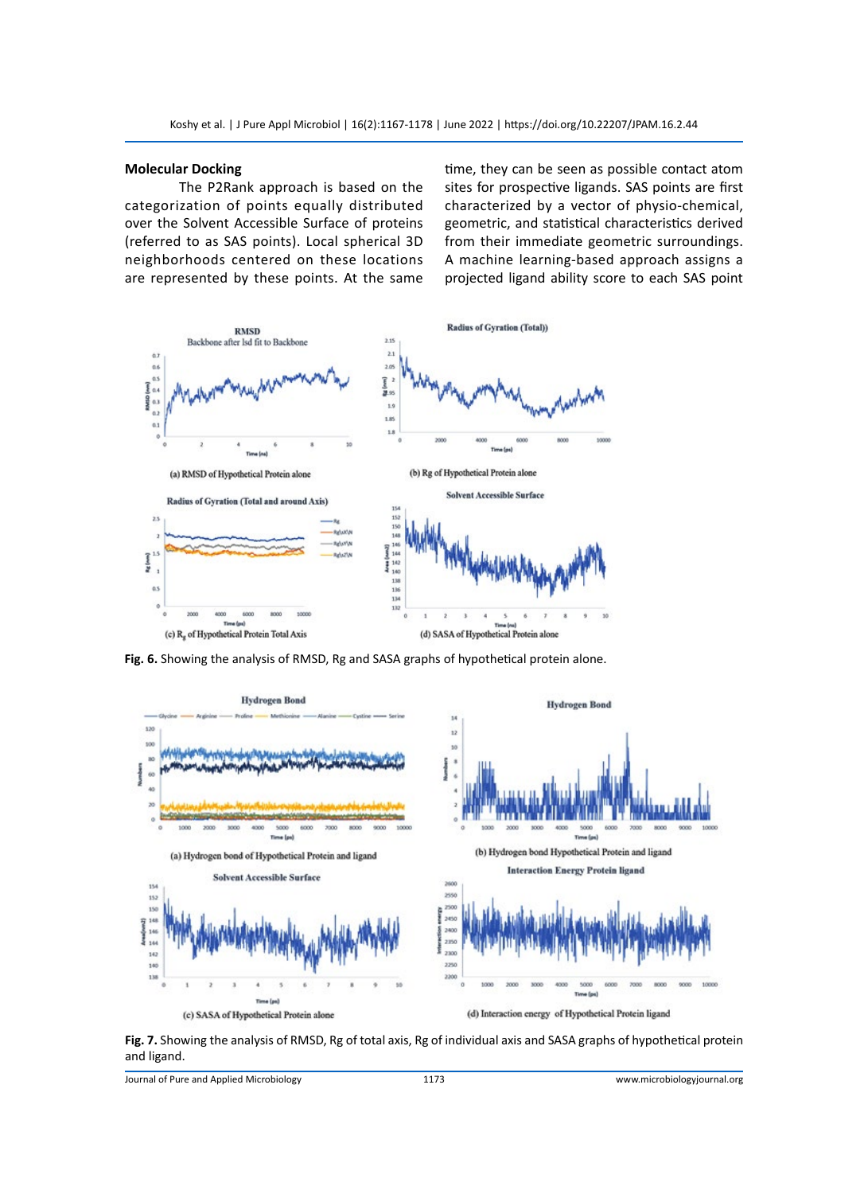## Molecular Docking

The P2Rank approach is based on the categorization of points equally distributed over the Solvent Accessible Surface of proteins (referred to as SAS points). Local spherical 3D neighborhoods centered on these locations are represented by these points. At the same time, they can be seen as possible contact atom sites for prospective ligands. SAS points are first characterized by a vector of physio-chemical, geometric, and statistical characteristics derived from their immediate geometric surroundings. A machine learning-based approach assigns a projected ligand ability score to each SAS point

**Fig. 6.** Showing the analysis of RMSD, Rg and SASA graphs of hypothetical protein alone.

**Fig. 7.** Showing the analysis of RMSD, Rg of total axis, Rg of individual axis and SASA graphs of hypothetical protein and ligand.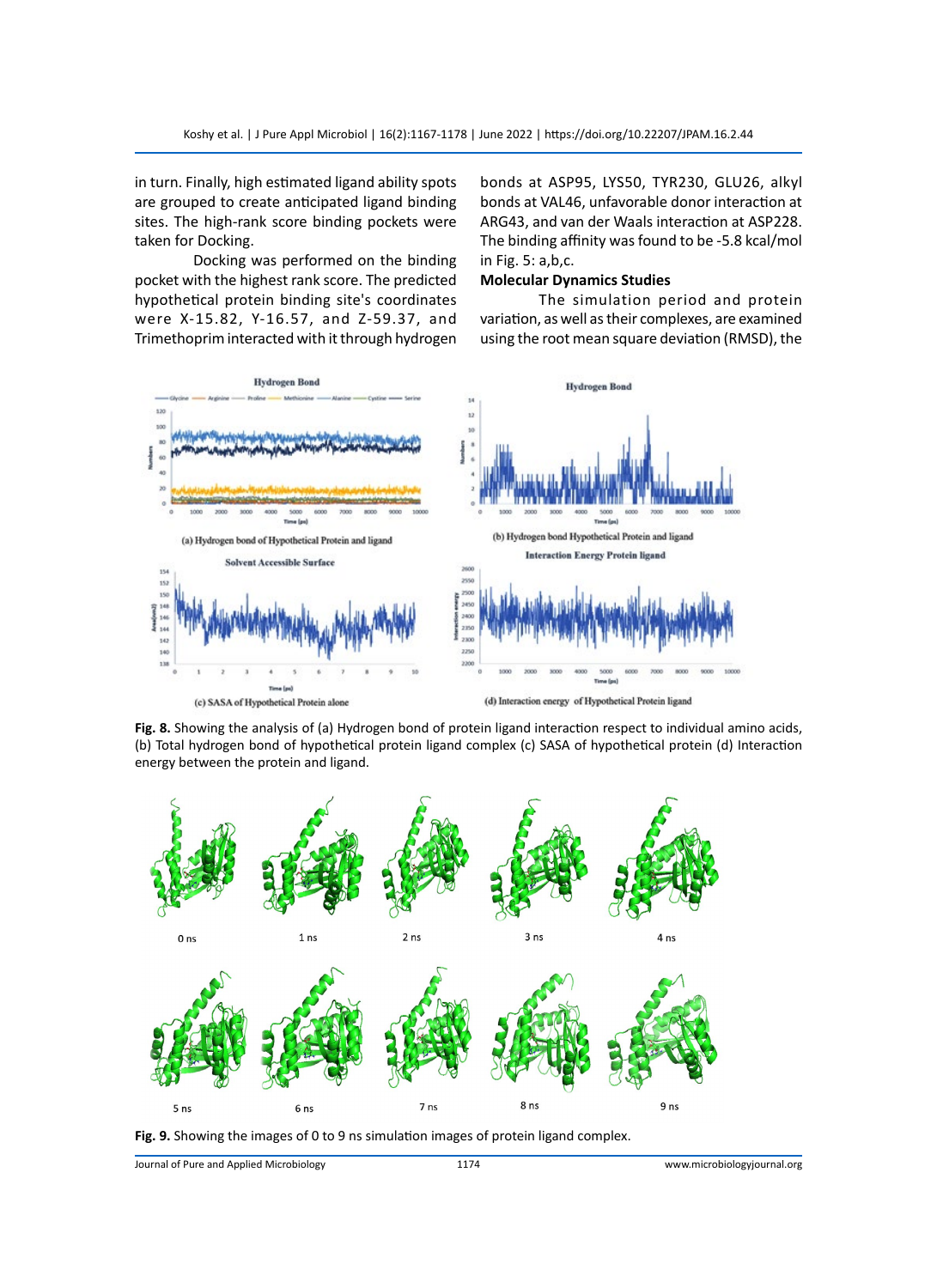in turn. Finally, high estimated ligand ability spots are grouped to create anticipated ligand binding sites. The high-rank score binding pockets were taken for Docking.

Docking was performed on the binding pocket with the highest rank score. The predicted hypothetical protein binding site's coordinates were X-15.82, Y-16.57, and Z-59.37, and Trimethoprim interacted with it through hydrogen bonds at ASP95, LYS50, TYR230, GLU26, alkyl bonds at VAL46, unfavorable donor interaction at ARG43, and van der Waals interaction at ASP228. The binding affinity was found to be -5.8 kcal/mol in Fig. 5: a,b,c.

### Molecular Dynamics Studies

The simulation period and protein variation, as well as their complexes, are examined using the root mean square deviation (RMSD), the

**Fig. 8.** Showing the analysis of (a) Hydrogen bond of protein ligand interaction respect to individual amino acids, (b) Total hydrogen bond of hypothetical protein ligand complex (c) SASA of hypothetical protein (d) Interaction energy between the protein and ligand.

**Fig. 9.** Showing the images of 0 to 9 ns simulation images of protein ligand complex.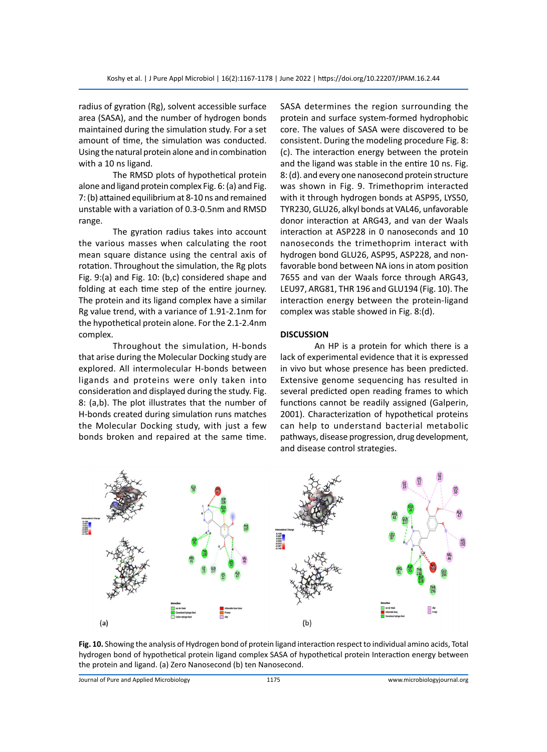radius of gyration (Rg), solvent accessible surface area (SASA), and the number of hydrogen bonds maintained during the simulation study. For a set amount of time, the simulation was conducted. Using the natural protein alone and in combination with a 10 ns ligand.

The RMSD plots of hypothetical protein alone and ligand protein complex Fig. 6: (a) and Fig. 7: (b) attained equilibrium at 8-10 ns and remained unstable with a variation of 0.3-0.5nm and RMSD range.

The gyration radius takes into account the various masses when calculating the root mean square distance using the central axis of rotation. Throughout the simulation, the Rg plots Fig. 9:(a) and Fig. 10: (b,c) considered shape and folding at each time step of the entire journey. The protein and its ligand complex have a similar Rg value trend, with a variance of 1.91-2.1nm for the hypothetical protein alone. For the 2.1-2.4nm complex.

Throughout the simulation, H-bonds that arise during the Molecular Docking study are explored. All intermolecular H-bonds between ligands and proteins were only taken into consideration and displayed during the study. Fig. 8: (a,b). The plot illustrates that the number of H-bonds created during simulation runs matches the Molecular Docking study, with just a few bonds broken and repaired at the same time.

SASA determines the region surrounding the protein and surface system-formed hydrophobic core. The values of SASA were discovered to be consistent. During the modeling procedure Fig. 8: (c). The interaction energy between the protein and the ligand was stable in the entire 10 ns. Fig. 8: (d). and every one nanosecond protein structure was shown in Fig. 9. Trimethoprim interacted with it through hydrogen bonds at ASP95, LYS50, TYR230, GLU26, alkyl bonds at VAL46, unfavorable donor interaction at ARG43, and van der Waals interaction at ASP228 in 0 nanoseconds and 10 nanoseconds the trimethoprim interact with hydrogen bond GLU26, ASP95, ASP228, and non-favorable bond between NA ions in atom position 7655 and van der Waals force through ARG43, LEU97, ARG81, THR 196 and GLU194 (Fig. 10). The interaction energy between the protein-ligand complex was stable showed in Fig. 8:(d).

## DISCUSSION

An HP is a protein for which there is a lack of experimental evidence that it is expressed in vivo but whose presence has been predicted. Extensive genome sequencing has resulted in several predicted open reading frames to which functions cannot be readily assigned (Galperin, 2001). Characterization of hypothetical proteins can help to understand bacterial metabolic pathways, disease progression, drug development, and disease control strategies.

**Fig. 10.** Showing the analysis of Hydrogen bond of protein ligand interaction respect to individual amino acids, Total hydrogen bond of hypothetical protein ligand complex SASA of hypothetical protein Interaction energy between the protein and ligand. (a) Zero Nanosecond (b) ten Nanosecond.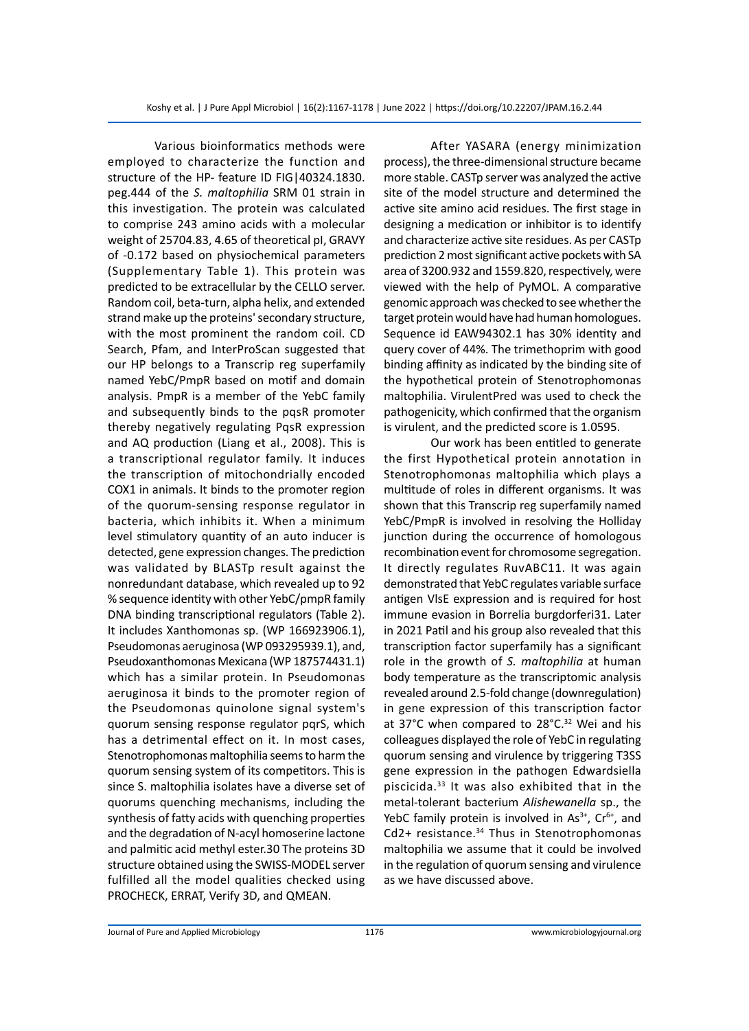Various bioinformatics methods were employed to characterize the function and structure of the HP- feature ID FIG|40324.1830.peg.444 of the *S. maltophilia* SRM 01 strain in this investigation. The protein was calculated to comprise 243 amino acids with a molecular weight of 25704.83, 4.65 of theoretical pI, GRAVY of -0.172 based on physiochemical parameters (Supplementary Table 1). This protein was predicted to be extracellular by the CELLO server. Random coil, beta-turn, alpha helix, and extended strand make up the proteins' secondary structure, with the most prominent the random coil. CD Search, Pfam, and InterProScan suggested that our HP belongs to a Transcrip reg superfamily named YebC/PmpR based on motif and domain analysis. PmpR is a member of the YebC family and subsequently binds to the pqsR promoter thereby negatively regulating PqsR expression and AQ production (Liang et al., 2008). This is a transcriptional regulator family. It induces the transcription of mitochondrially encoded COX1 in animals. It binds to the promoter region of the quorum-sensing response regulator in bacteria, which inhibits it. When a minimum level stimulatory quantity of an auto inducer is detected, gene expression changes. The prediction was validated by BLASTp result against the nonredundant database, which revealed up to 92 % sequence identity with other YebC/pmpR family DNA binding transcriptional regulators (Table 2). It includes Xanthomonas sp. (WP 166923906.1), Pseudomonas aeruginosa (WP 093295939.1), and, Pseudoxanthomonas Mexicana (WP 187574431.1) which has a similar protein. In Pseudomonas aeruginosa it binds to the promoter region of the Pseudomonas quinolone signal system's quorum sensing response regulator pqrS, which has a detrimental effect on it. In most cases, Stenotrophomonas maltophilia seems to harm the quorum sensing system of its competitors. This is since S. maltophilia isolates have a diverse set of quorums quenching mechanisms, including the synthesis of fatty acids with quenching properties and the degradation of N-acyl homoserine lactone and palmitic acid methyl ester.30 The proteins 3D structure obtained using the SWISS-MODEL server fulfilled all the model qualities checked using PROCHECK, ERRAT, Verify 3D, and QMEAN.

After YASARA (energy minimization process), the three-dimensional structure became more stable. CASTp server was analyzed the active site of the model structure and determined the active site amino acid residues. The first stage in designing a medication or inhibitor is to identify and characterize active site residues. As per CASTp prediction 2 most significant active pockets with SA area of 3200.932 and 1559.820, respectively, were viewed with the help of PyMOL. A comparative genomic approach was checked to see whether the target protein would have had human homologues. Sequence id EAW94302.1 has 30% identity and query cover of 44%. The trimethoprim with good binding affinity as indicated by the binding site of the hypothetical protein of Stenotrophomonas maltophilia. VirulentPred was used to check the pathogenicity, which confirmed that the organism is virulent, and the predicted score is 1.0595.

Our work has been entitled to generate the first Hypothetical protein annotation in Stenotrophomonas maltophilia which plays a multitude of roles in different organisms. It was shown that this Transcrip reg superfamily named YebC/PmpR is involved in resolving the Holliday junction during the occurrence of homologous recombination event for chromosome segregation. It directly regulates RuvABC11. It was again demonstrated that YebC regulates variable surface antigen VlsE expression and is required for host immune evasion in Borrelia burgdorferi31. Later in 2021 Patil and his group also revealed that this transcription factor superfamily has a significant role in the growth of *S. maltophilia* at human body temperature as the transcriptomic analysis revealed around 2.5-fold change (downregulation) in gene expression of this transcription factor at 37°C when compared to 28°C.[32] Wei and his colleagues displayed the role of YebC in regulating quorum sensing and virulence by triggering T3SS gene expression in the pathogen Edwardsiella piscicida.[33] It was also exhibited that in the metal-tolerant bacterium *Alishewanella* sp., the YebC family protein is involved in $As^{3+}$, $Cr^{6+}$, and $Cd^{2+}$ resistance.[34] Thus in Stenotrophomonas maltophilia we assume that it could be involved in the regulation of quorum sensing and virulence as we have discussed above.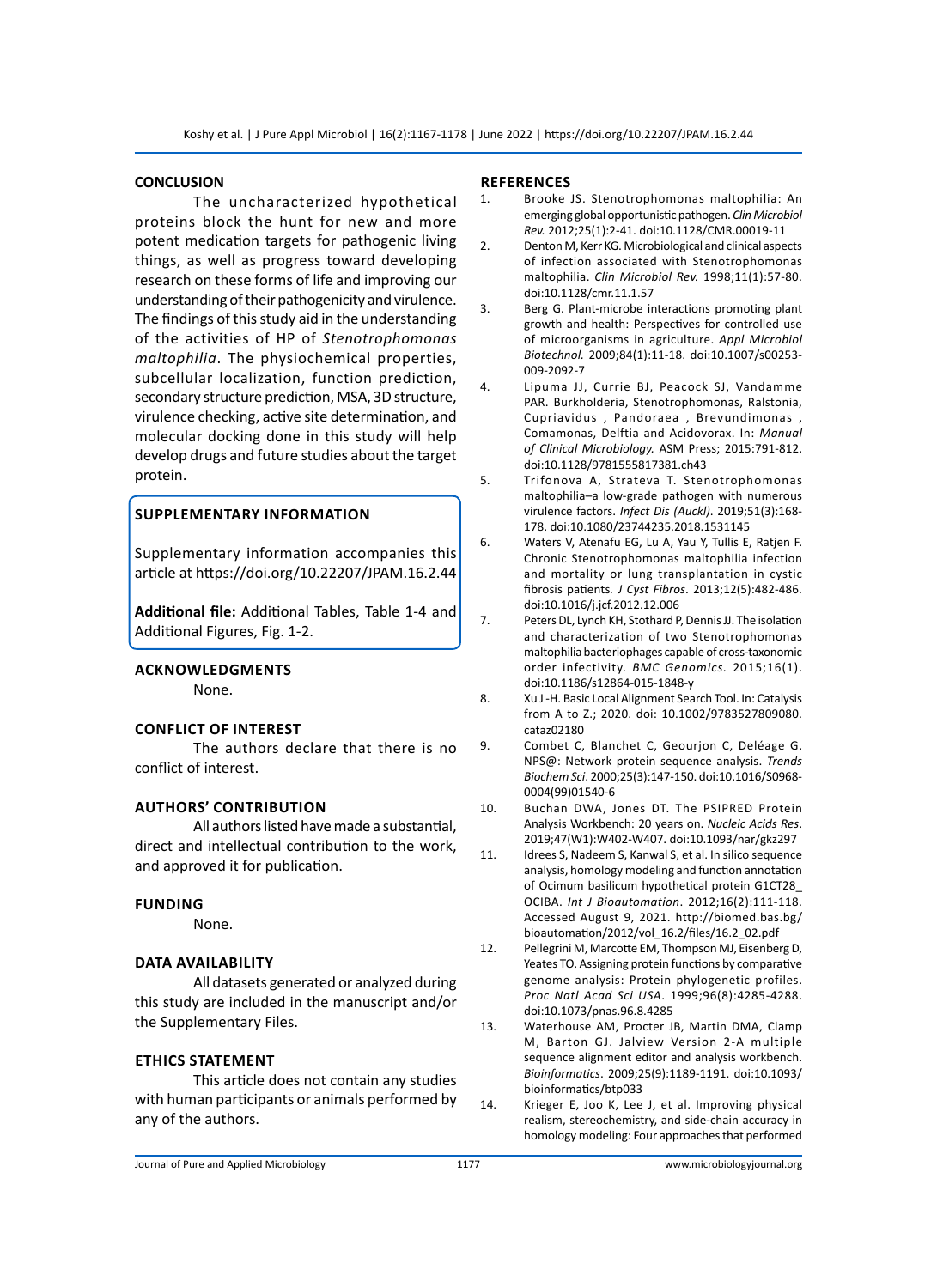## CONCLUSION

The uncharacterized hypothetical proteins block the hunt for new and more potent medication targets for pathogenic living things, as well as progress toward developing research on these forms of life and improving our understanding of their pathogenicity and virulence. The findings of this study aid in the understanding of the activities of HP of *Stenotrophomonas maltophilia*. The physiochemical properties, subcellular localization, function prediction, secondary structure prediction, MSA, 3D structure, virulence checking, active site determination, and molecular docking done in this study will help develop drugs and future studies about the target protein.

## SUPPLEMENTARY INFORMATION

Supplementary information accompanies this article at https://doi.org/10.22207/JPAM.16.2.44

**Additional file:** Additional Tables, Table 1-4 and Additional Figures, Fig. 1-2.

## ACKNOWLEDGMENTS

None.

## CONFLICT OF INTEREST

The authors declare that there is no conflict of interest.

## AUTHORS' CONTRIBUTION

All authors listed have made a substantial, direct and intellectual contribution to the work, and approved it for publication.

## FUNDING

None.

## DATA AVAILABILITY

All datasets generated or analyzed during this study are included in the manuscript and/or the Supplementary Files.

## ETHICS STATEMENT

This article does not contain any studies with human participants or animals performed by any of the authors.

## REFERENCES

1. Brooke JS. Stenotrophomonas maltophilia: An emerging global opportunistic pathogen. *Clin Microbiol Rev.* 2012;25(1):2-41. doi:10.1128/CMR.00019-11
2. Denton M, Kerr KG. Microbiological and clinical aspects of infection associated with Stenotrophomonas maltophilia. *Clin Microbiol Rev.* 1998;11(1):57-80. doi:10.1128/cmr.11.1.57
3. Berg G. Plant-microbe interactions promoting plant growth and health: Perspectives for controlled use of microorganisms in agriculture. *Appl Microbiol Biotechnol.* 2009;84(1):11-18. doi:10.1007/s00253-009-2092-7
4. Lipuma JJ, Currie BJ, Peacock SJ, Vandamme PAR. Burkholderia, Stenotrophomonas, Ralstonia, Cupriavidus , Pandoraea , Brevundimonas , Comamonas, Delftia and Acidovorax. In: *Manual of Clinical Microbiology.* ASM Press; 2015:791-812. doi:10.1128/9781555817381.ch43
5. Trifonova A, Strateva T. Stenotrophomonas maltophilia–a low-grade pathogen with numerous virulence factors. *Infect Dis (Auckl).* 2019;51(3):168-178. doi:10.1080/23744235.2018.1531145
6. Waters V, Atenafu EG, Lu A, Yau Y, Tullis E, Ratjen F. Chronic Stenotrophomonas maltophilia infection and mortality or lung transplantation in cystic fibrosis patients. *J Cyst Fibros.* 2013;12(5):482-486. doi:10.1016/j.jcf.2012.12.006
7. Peters DL, Lynch KH, Stothard P, Dennis JJ. The isolation and characterization of two Stenotrophomonas maltophilia bacteriophages capable of cross-taxonomic order infectivity. *BMC Genomics.* 2015;16(1). doi:10.1186/s12864-015-1848-y
8. Xu J-H. Basic Local Alignment Search Tool. In: Catalysis from A to Z.; 2020. doi: 10.1002/9783527809080.cataz02180
9. Combet C, Blanchet C, Geourjon C, Deléage G. NPS@: Network protein sequence analysis. *Trends Biochem Sci.* 2000;25(3):147-150. doi:10.1016/S0968-0004(99)01540-6
10. Buchan DWA, Jones DT. The PSIPRED Protein Analysis Workbench: 20 years on. *Nucleic Acids Res.* 2019;47(W1):W402-W407. doi:10.1093/nar/gkz297
11. Idrees S, Nadeem S, Kanwal S, et al. In silico sequence analysis, homology modeling and function annotation of Ocimum basilicum hypothetical protein G1CT28_OCIBA. *Int J Bioautomation.* 2012;16(2):111-118. Accessed August 9, 2021. http://biomed.bas.bg/bioautomation/2012/vol_16.2/files/16.2_02.pdf
12. Pellegrini M, Marcotte EM, Thompson MJ, Eisenberg D, Yeates TO. Assigning protein functions by comparative genome analysis: Protein phylogenetic profiles. *Proc Natl Acad Sci USA.* 1999;96(8):4285-4288. doi:10.1073/pnas.96.8.4285
13. Waterhouse AM, Procter JB, Martin DMA, Clamp M, Barton GJ. Jalview Version 2-A multiple sequence alignment editor and analysis workbench. *Bioinformatics.* 2009;25(9):1189-1191. doi:10.1093/bioinformatics/btp033
14. Krieger E, Joo K, Lee J, et al. Improving physical realism, stereochemistry, and side-chain accuracy in homology modeling: Four approaches that performed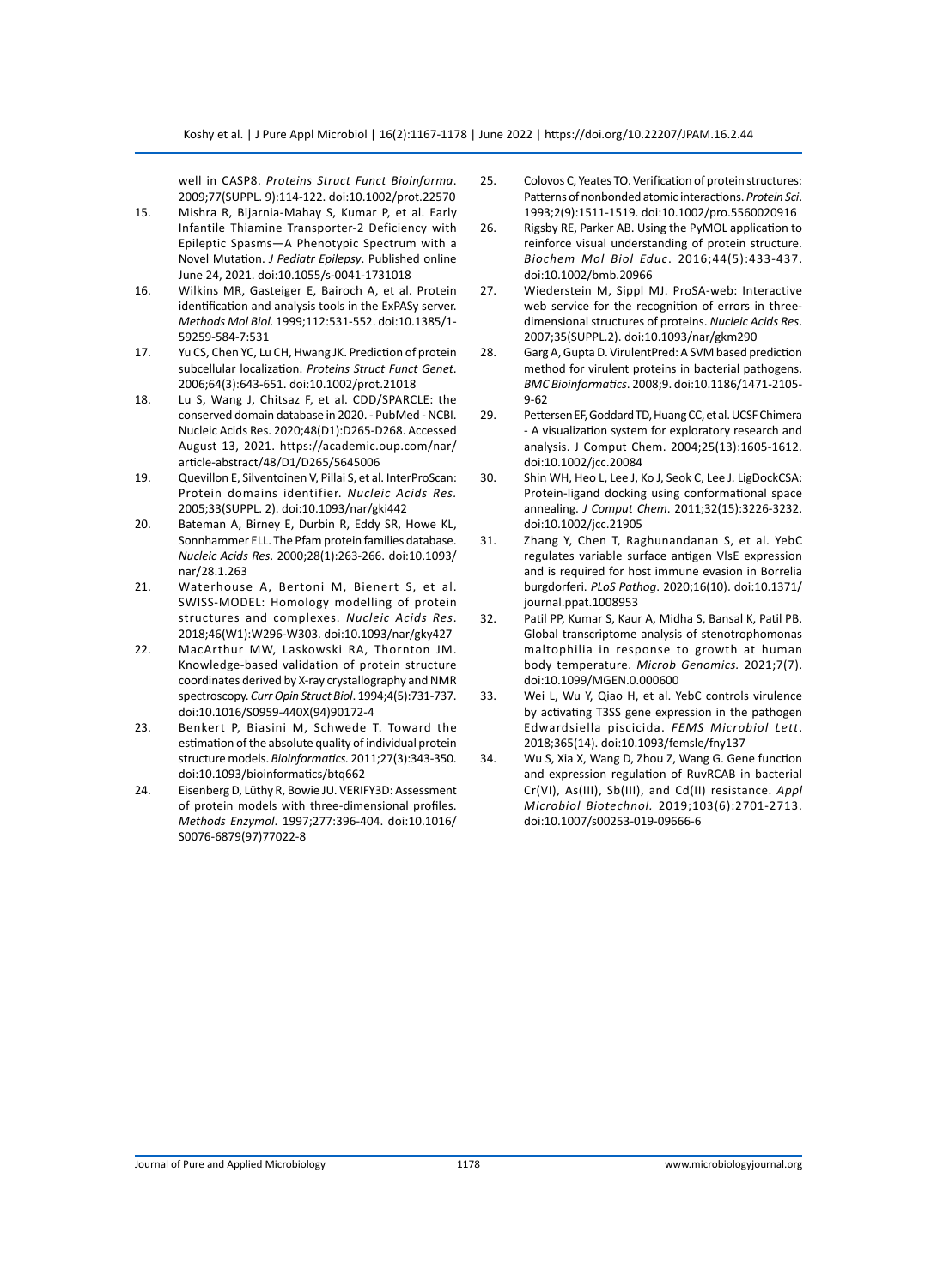well in CASP8. *Proteins Struct Funct Bioinforma*. 2009;77(SUPPL. 9):114-122. doi:10.1002/prot.22570

15. Mishra R, Bijarnia-Mahay S, Kumar P, et al. Early Infantile Thiamine Transporter-2 Deficiency with Epileptic Spasms—A Phenotypic Spectrum with a Novel Mutation. *J Pediatr Epilepsy*. Published online June 24, 2021. doi:10.1055/s-0041-1731018
16. Wilkins MR, Gasteiger E, Bairoch A, et al. Protein identification and analysis tools in the ExPASy server. *Methods Mol Biol.* 1999;112:531-552. doi:10.1385/1-59259-584-7:531
17. Yu CS, Chen YC, Lu CH, Hwang JK. Prediction of protein subcellular localization. *Proteins Struct Funct Genet*. 2006;64(3):643-651. doi:10.1002/prot.21018
18. Lu S, Wang J, Chitsaz F, et al. CDD/SPARCLE: the conserved domain database in 2020. - PubMed - NCBI. Nucleic Acids Res. 2020;48(D1):D265-D268. Accessed August 13, 2021. https://academic.oup.com/nar/article-abstract/48/D1/D265/5645006
19. Quevillon E, Silventoinen V, Pillai S, et al. InterProScan: Protein domains identifier. *Nucleic Acids Res*. 2005;33(SUPPL. 2). doi:10.1093/nar/gki442
20. Bateman A, Birney E, Durbin R, Eddy SR, Howe KL, Sonnhammer ELL. The Pfam protein families database. *Nucleic Acids Res*. 2000;28(1):263-266. doi:10.1093/nar/28.1.263
21. Waterhouse A, Bertoni M, Bienert S, et al. SWISS-MODEL: Homology modelling of protein structures and complexes. *Nucleic Acids Res*. 2018;46(W1):W296-W303. doi:10.1093/nar/gky427
22. MacArthur MW, Laskowski RA, Thornton JM. Knowledge-based validation of protein structure coordinates derived by X-ray crystallography and NMR spectroscopy. *Curr Opin Struct Biol*. 1994;4(5):731-737. doi:10.1016/S0959-440X(94)90172-4
23. Benkert P, Biasini M, Schwede T. Toward the estimation of the absolute quality of individual protein structure models. *Bioinformatics*. 2011;27(3):343-350. doi:10.1093/bioinformatics/btq662
24. Eisenberg D, Lüthy R, Bowie JU. VERIFY3D: Assessment of protein models with three-dimensional profiles. *Methods Enzymol*. 1997;277:396-404. doi:10.1016/S0076-6879(97)77022-8
25. Colovos C, Yeates TO. Verification of protein structures: Patterns of nonbonded atomic interactions. *Protein Sci*. 1993;2(9):1511-1519. doi:10.1002/pro.5560020916
26. Rigsby RE, Parker AB. Using the PyMOL application to reinforce visual understanding of protein structure. *Biochem Mol Biol Educ*. 2016;44(5):433-437. doi:10.1002/bmb.20966
27. Wiederstein M, Sippl MJ. ProSA-web: Interactive web service for the recognition of errors in three-dimensional structures of proteins. *Nucleic Acids Res*. 2007;35(SUPPL.2). doi:10.1093/nar/gkm290
28. Garg A, Gupta D. VirulentPred: A SVM based prediction method for virulent proteins in bacterial pathogens. *BMC Bioinformatics*. 2008;9. doi:10.1186/1471-2105-9-62
29. Pettersen EF, Goddard TD, Huang CC, et al. UCSF Chimera - A visualization system for exploratory research and analysis. J Comput Chem. 2004;25(13):1605-1612. doi:10.1002/jcc.20084
30. Shin WH, Heo L, Lee J, Ko J, Seok C, Lee J. LigDockCSA: Protein-ligand docking using conformational space annealing. *J Comput Chem*. 2011;32(15):3226-3232. doi:10.1002/jcc.21905
31. Zhang Y, Chen T, Raghunandanan S, et al. YebC regulates variable surface antigen VlsE expression and is required for host immune evasion in Borrelia burgdorferi. *PLoS Pathog*. 2020;16(10). doi:10.1371/journal.ppat.1008953
32. Patil PP, Kumar S, Kaur A, Midha S, Bansal K, Patil PB. Global transcriptome analysis of stenotrophomonas maltophilia in response to growth at human body temperature. *Microb Genomics.* 2021;7(7). doi:10.1099/MGEN.0.000600
33. Wei L, Wu Y, Qiao H, et al. YebC controls virulence by activating T3SS gene expression in the pathogen Edwardsiella piscicida. *FEMS Microbiol Lett*. 2018;365(14). doi:10.1093/femsle/fny137
34. Wu S, Xia X, Wang D, Zhou Z, Wang G. Gene function and expression regulation of RuvRCAB in bacterial Cr(VI), As(III), Sb(III), and Cd(II) resistance. *Appl Microbiol Biotechnol.* 2019;103(6):2701-2713. doi:10.1007/s00253-019-09666-6